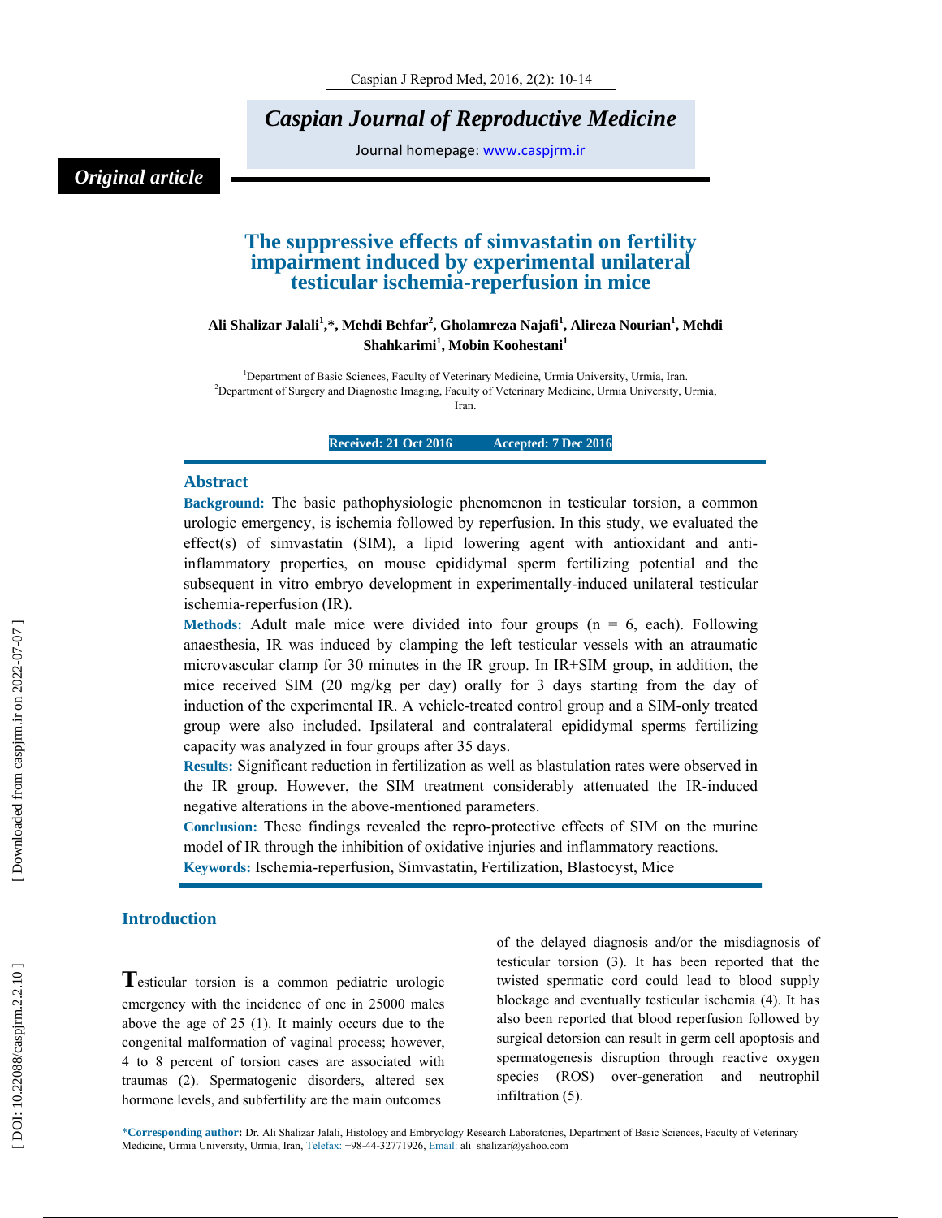## *Original article*

# The suppressive effects of simvastatin on fertility impairment induced by experimental unilateral testicular ischemia-reperfusion in mice

**Ali Shalizar Jalali[1,*], Mehdi Behfar[2], Gholamreza Najafi[1], Alireza Nourian[1], Mehdi Shahkarimi[1], Mobin Koohestani[1]**

[1]Department of Basic Sciences, Faculty of Veterinary Medicine, Urmia University, Urmia, Iran.
[2]Department of Surgery and Diagnostic Imaging, Faculty of Veterinary Medicine, Urmia University, Urmia, Iran.

**Received: 21 Oct 2016 Accepted: 7 Dec 2016**

## Abstract

**Background:** The basic pathophysiologic phenomenon in testicular torsion, a common urologic emergency, is ischemia followed by reperfusion. In this study, we evaluated the effect(s) of simvastatin (SIM), a lipid lowering agent with antioxidant and anti-inflammatory properties, on mouse epididymal sperm fertilizing potential and the subsequent in vitro embryo development in experimentally-induced unilateral testicular ischemia-reperfusion (IR).

**Methods:** Adult male mice were divided into four groups (n = 6, each). Following anaesthesia, IR was induced by clamping the left testicular vessels with an atraumatic microvascular clamp for 30 minutes in the IR group. In IR+SIM group, in addition, the mice received SIM (20 mg/kg per day) orally for 3 days starting from the day of induction of the experimental IR. A vehicle-treated control group and a SIM-only treated group were also included. Ipsilateral and contralateral epididymal sperms fertilizing capacity was analyzed in four groups after 35 days.

**Results:** Significant reduction in fertilization as well as blastulation rates were observed in the IR group. However, the SIM treatment considerably attenuated the IR-induced negative alterations in the above-mentioned parameters.

**Conclusion:** These findings revealed the repro-protective effects of SIM on the murine model of IR through the inhibition of oxidative injuries and inflammatory reactions.

**Keywords:** Ischemia-reperfusion, Simvastatin, Fertilization, Blastocyst, Mice

## Introduction

Testicular torsion is a common pediatric urologic emergency with the incidence of one in 25000 males above the age of 25 (1). It mainly occurs due to the congenital malformation of vaginal process; however, 4 to 8 percent of torsion cases are associated with traumas (2). Spermatogenic disorders, altered sex hormone levels, and subfertility are the main outcomes of the delayed diagnosis and/or the misdiagnosis of testicular torsion (3). It has been reported that the twisted spermatic cord could lead to blood supply blockage and eventually testicular ischemia (4). It has also been reported that blood reperfusion followed by surgical detorsion can result in germ cell apoptosis and spermatogenesis disruption through reactive oxygen species (ROS) over-generation and neutrophil infiltration (5).

*Corresponding author: Dr. Ali Shalizar Jalali, Histology and Embryology Research Laboratories, Department of Basic Sciences, Faculty of Veterinary Medicine, Urmia University, Urmia, Iran, Telefax: +98-44-32771926, Email: ali_shalizar@yahoo.com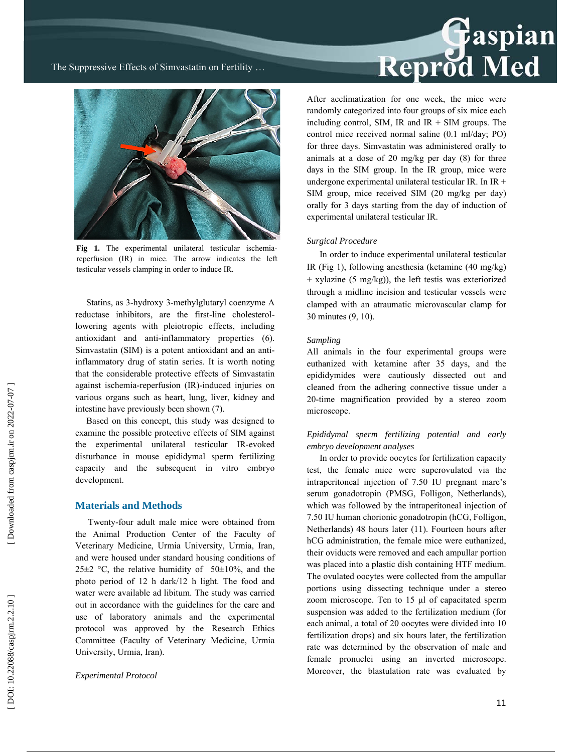Fig 1. The experimental unilateral testicular ischemia-reperfusion (IR) in mice. The arrow indicates the left testicular vessels clamping in order to induce IR.

Statins, as 3-hydroxy 3-methylglutaryl coenzyme A reductase inhibitors, are the first-line cholesterol-lowering agents with pleiotropic effects, including antioxidant and anti-inflammatory properties (6). Simvastatin (SIM) is a potent antioxidant and an anti-inflammatory drug of statin series. It is worth noting that the considerable protective effects of Simvastatin against ischemia-reperfusion (IR)-induced injuries on various organs such as heart, lung, liver, kidney and intestine have previously been shown (7).

Based on this concept, this study was designed to examine the possible protective effects of SIM against the experimental unilateral testicular IR-evoked disturbance in mouse epididymal sperm fertilizing capacity and the subsequent in vitro embryo development.

## Materials and Methods

Twenty-four adult male mice were obtained from the Animal Production Center of the Faculty of Veterinary Medicine, Urmia University, Urmia, Iran, and were housed under standard housing conditions of 25±2 °C, the relative humidity of 50±10%, and the photo period of 12 h dark/12 h light. The food and water were available ad libitum. The study was carried out in accordance with the guidelines for the care and use of laboratory animals and the experimental protocol was approved by the Research Ethics Committee (Faculty of Veterinary Medicine, Urmia University, Urmia, Iran).

*Experimental Protocol*

After acclimatization for one week, the mice were randomly categorized into four groups of six mice each including control, SIM, IR and IR + SIM groups. The control mice received normal saline (0.1 ml/day; PO) for three days. Simvastatin was administered orally to animals at a dose of 20 mg/kg per day (8) for three days in the SIM group. In the IR group, mice were undergone experimental unilateral testicular IR. In IR + SIM group, mice received SIM (20 mg/kg per day) orally for 3 days starting from the day of induction of experimental unilateral testicular IR.

*Surgical Procedure*

In order to induce experimental unilateral testicular IR (Fig 1), following anesthesia (ketamine (40 mg/kg) + xylazine (5 mg/kg)), the left testis was exteriorized through a midline incision and testicular vessels were clamped with an atraumatic microvascular clamp for 30 minutes (9, 10).

*Sampling*

All animals in the four experimental groups were euthanized with ketamine after 35 days, and the epididymides were cautiously dissected out and cleaned from the adhering connective tissue under a 20-time magnification provided by a stereo zoom microscope.

*Epididymal sperm fertilizing potential and early embryo development analyses*

In order to provide oocytes for fertilization capacity test, the female mice were superovulated via the intraperitoneal injection of 7.50 IU pregnant mare's serum gonadotropin (PMSG, Folligon, Netherlands), which was followed by the intraperitoneal injection of 7.50 IU human chorionic gonadotropin (hCG, Folligon, Netherlands) 48 hours later (11). Fourteen hours after hCG administration, the female mice were euthanized, their oviducts were removed and each ampullar portion was placed into a plastic dish containing HTF medium. The ovulated oocytes were collected from the ampullar portions using dissecting technique under a stereo zoom microscope. Ten to 15 μl of capacitated sperm suspension was added to the fertilization medium (for each animal, a total of 20 oocytes were divided into 10 fertilization drops) and six hours later, the fertilization rate was determined by the observation of male and female pronuclei using an inverted microscope. Moreover, the blastulation rate was evaluated by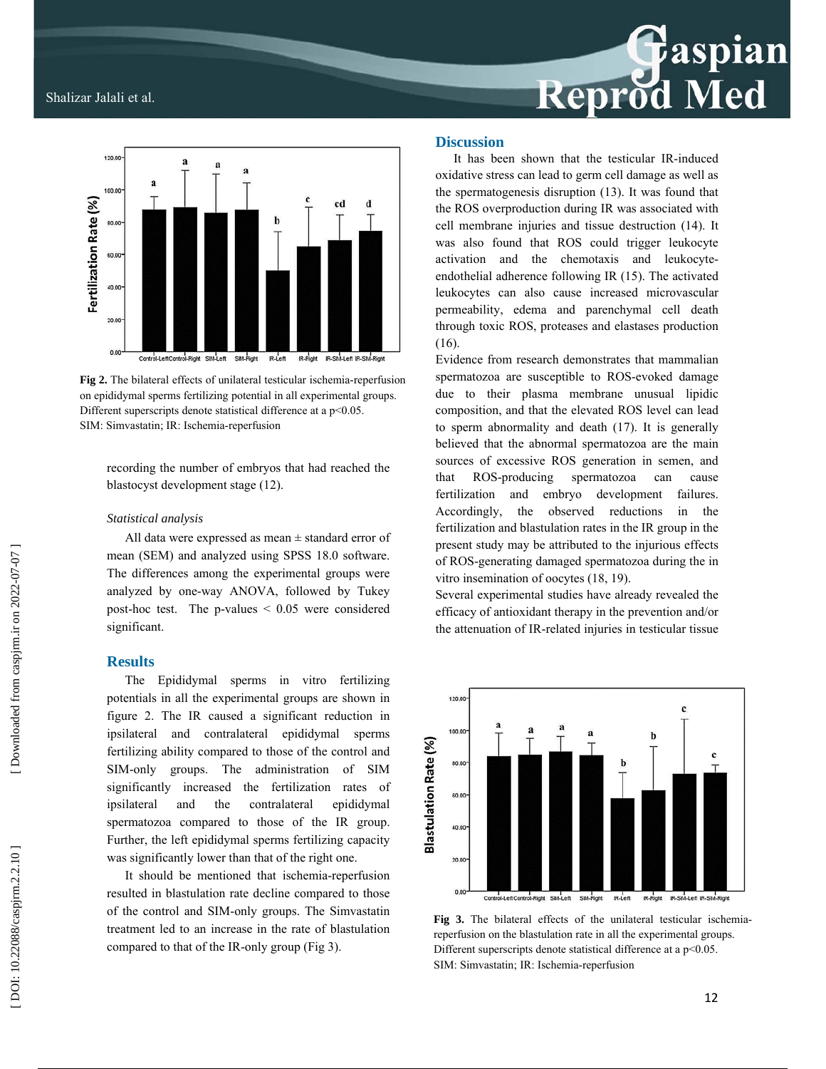Fig 2. The bilateral effects of unilateral testicular ischemia-reperfusion on epididymal sperms fertilizing potential in all experimental groups. Different superscripts denote statistical difference at a p<0.05. SIM: Simvastatin; IR: Ischemia-reperfusion

recording the number of embryos that had reached the blastocyst development stage (12).

*Statistical analysis*

All data were expressed as mean ± standard error of mean (SEM) and analyzed using SPSS 18.0 software. The differences among the experimental groups were analyzed by one-way ANOVA, followed by Tukey post-hoc test. The p-values < 0.05 were considered significant.

## Results

The Epididymal sperms in vitro fertilizing potentials in all the experimental groups are shown in figure 2. The IR caused a significant reduction in ipsilateral and contralateral epididymal sperms fertilizing ability compared to those of the control and SIM-only groups. The administration of SIM significantly increased the fertilization rates of ipsilateral and the contralateral epididymal spermatozoa compared to those of the IR group. Further, the left epididymal sperms fertilizing capacity was significantly lower than that of the right one.

It should be mentioned that ischemia-reperfusion resulted in blastulation rate decline compared to those of the control and SIM-only groups. The Simvastatin treatment led to an increase in the rate of blastulation compared to that of the IR-only group (Fig 3).

## Discussion

It has been shown that the testicular IR-induced oxidative stress can lead to germ cell damage as well as the spermatogenesis disruption (13). It was found that the ROS overproduction during IR was associated with cell membrane injuries and tissue destruction (14). It was also found that ROS could trigger leukocyte activation and the chemotaxis and leukocyte-endothelial adherence following IR (15). The activated leukocytes can also cause increased microvascular permeability, edema and parenchymal cell death through toxic ROS, proteases and elastases production (16).

Evidence from research demonstrates that mammalian spermatozoa are susceptible to ROS-evoked damage due to their plasma membrane unusual lipidic composition, and that the elevated ROS level can lead to sperm abnormality and death (17). It is generally believed that the abnormal spermatozoa are the main sources of excessive ROS generation in semen, and that ROS-producing spermatozoa can cause fertilization and embryo development failures. Accordingly, the observed reductions in the fertilization and blastulation rates in the IR group in the present study may be attributed to the injurious effects of ROS-generating damaged spermatozoa during the in vitro insemination of oocytes (18, 19).

Several experimental studies have already revealed the efficacy of antioxidant therapy in the prevention and/or the attenuation of IR-related injuries in testicular tissue

Fig 3. The bilateral effects of the unilateral testicular ischemia-reperfusion on the blastulation rate in all the experimental groups. Different superscripts denote statistical difference at a p<0.05. SIM: Simvastatin; IR: Ischemia-reperfusion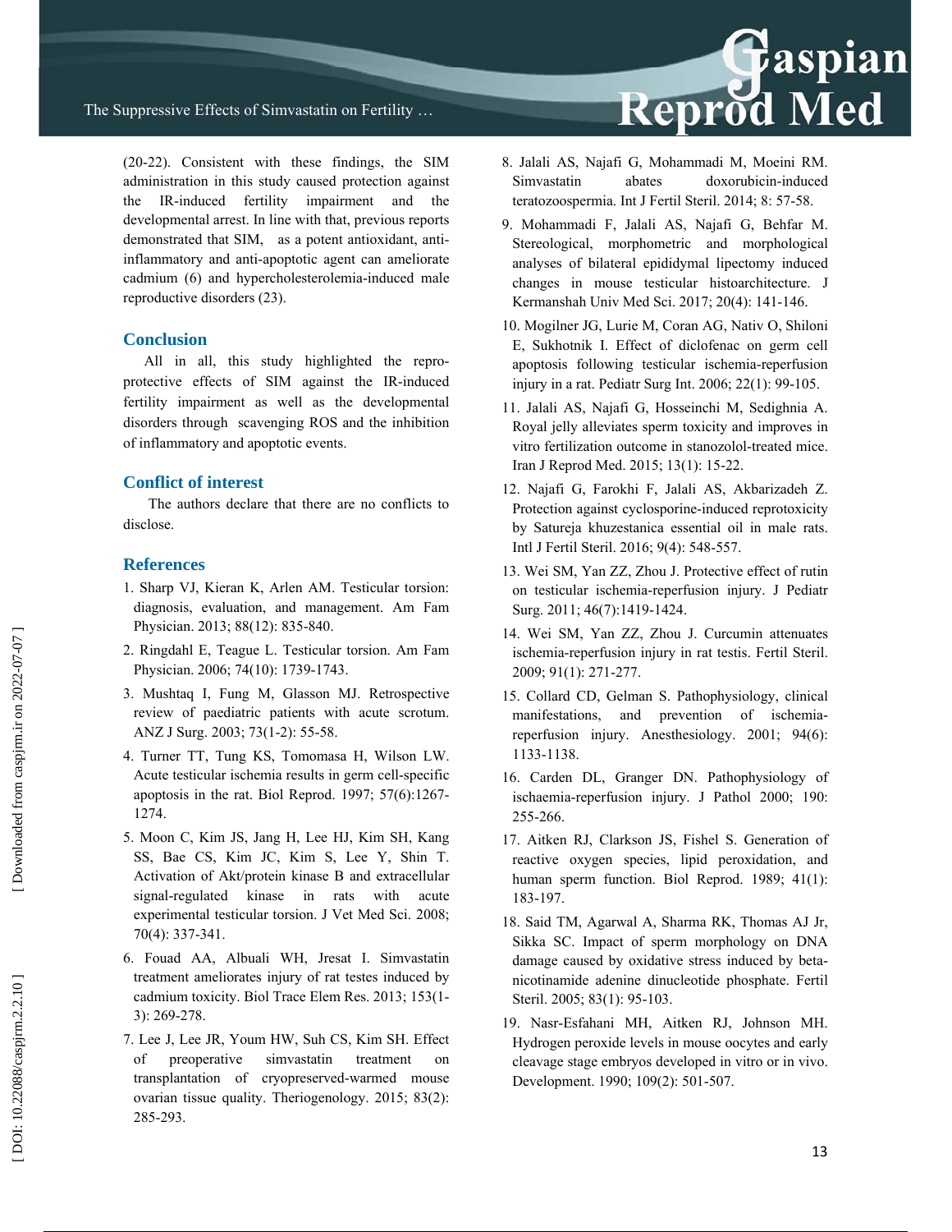(20-22). Consistent with these findings, the SIM administration in this study caused protection against the IR-induced fertility impairment and the developmental arrest. In line with that, previous reports demonstrated that SIM, as a potent antioxidant, anti-inflammatory and anti-apoptotic agent can ameliorate cadmium (6) and hypercholesterolemia-induced male reproductive disorders (23).

## Conclusion

All in all, this study highlighted the repro-protective effects of SIM against the IR-induced fertility impairment as well as the developmental disorders through scavenging ROS and the inhibition of inflammatory and apoptotic events.

## Conflict of interest

The authors declare that there are no conflicts to disclose.

## References

1. Sharp VJ, Kieran K, Arlen AM. Testicular torsion: diagnosis, evaluation, and management. Am Fam Physician. 2013; 88(12): 835-840.
2. Ringdahl E, Teague L. Testicular torsion. Am Fam Physician. 2006; 74(10): 1739-1743.
3. Mushtaq I, Fung M, Glasson MJ. Retrospective review of paediatric patients with acute scrotum. ANZ J Surg. 2003; 73(1-2): 55-58.
4. Turner TT, Tung KS, Tomomasa H, Wilson LW. Acute testicular ischemia results in germ cell-specific apoptosis in the rat. Biol Reprod. 1997; 57(6):1267-1274.
5. Moon C, Kim JS, Jang H, Lee HJ, Kim SH, Kang SS, Bae CS, Kim JC, Kim S, Lee Y, Shin T. Activation of Akt/protein kinase B and extracellular signal-regulated kinase in rats with acute experimental testicular torsion. J Vet Med Sci. 2008; 70(4): 337-341.
6. Fouad AA, Albuali WH, Jresat I. Simvastatin treatment ameliorates injury of rat testes induced by cadmium toxicity. Biol Trace Elem Res. 2013; 153(1-3): 269-278.
7. Lee J, Lee JR, Youm HW, Suh CS, Kim SH. Effect of preoperative simvastatin treatment on transplantation of cryopreserved-warmed mouse ovarian tissue quality. Theriogenology. 2015; 83(2): 285-293.
8. Jalali AS, Najafi G, Mohammadi M, Moeini RM. Simvastatin abates doxorubicin-induced teratozoospermia. Int J Fertil Steril. 2014; 8: 57-58.
9. Mohammadi F, Jalali AS, Najafi G, Behfar M. Stereological, morphometric and morphological analyses of bilateral epididymal lipectomy induced changes in mouse testicular histoarchitecture. J Kermanshah Univ Med Sci. 2017; 20(4): 141-146.
10. Mogilner JG, Lurie M, Coran AG, Nativ O, Shiloni E, Sukhotnik I. Effect of diclofenac on germ cell apoptosis following testicular ischemia-reperfusion injury in a rat. Pediatr Surg Int. 2006; 22(1): 99-105.
11. Jalali AS, Najafi G, Hosseinchi M, Sedighnia A. Royal jelly alleviates sperm toxicity and improves in vitro fertilization outcome in stanozolol-treated mice. Iran J Reprod Med. 2015; 13(1): 15-22.
12. Najafi G, Farokhi F, Jalali AS, Akbarizadeh Z. Protection against cyclosporine-induced reprotoxicity by Satureja khuzestanica essential oil in male rats. Intl J Fertil Steril. 2016; 9(4): 548-557.
13. Wei SM, Yan ZZ, Zhou J. Protective effect of rutin on testicular ischemia-reperfusion injury. J Pediatr Surg. 2011; 46(7):1419-1424.
14. Wei SM, Yan ZZ, Zhou J. Curcumin attenuates ischemia-reperfusion injury in rat testis. Fertil Steril. 2009; 91(1): 271-277.
15. Collard CD, Gelman S. Pathophysiology, clinical manifestations, and prevention of ischemia-reperfusion injury. Anesthesiology. 2001; 94(6): 1133-1138.
16. Carden DL, Granger DN. Pathophysiology of ischaemia-reperfusion injury. J Pathol 2000; 190: 255-266.
17. Aitken RJ, Clarkson JS, Fishel S. Generation of reactive oxygen species, lipid peroxidation, and human sperm function. Biol Reprod. 1989; 41(1): 183-197.
18. Said TM, Agarwal A, Sharma RK, Thomas AJ Jr, Sikka SC. Impact of sperm morphology on DNA damage caused by oxidative stress induced by beta-nicotinamide adenine dinucleotide phosphate. Fertil Steril. 2005; 83(1): 95-103.
19. Nasr-Esfahani MH, Aitken RJ, Johnson MH. Hydrogen peroxide levels in mouse oocytes and early cleavage stage embryos developed in vitro or in vivo. Development. 1990; 109(2): 501-507.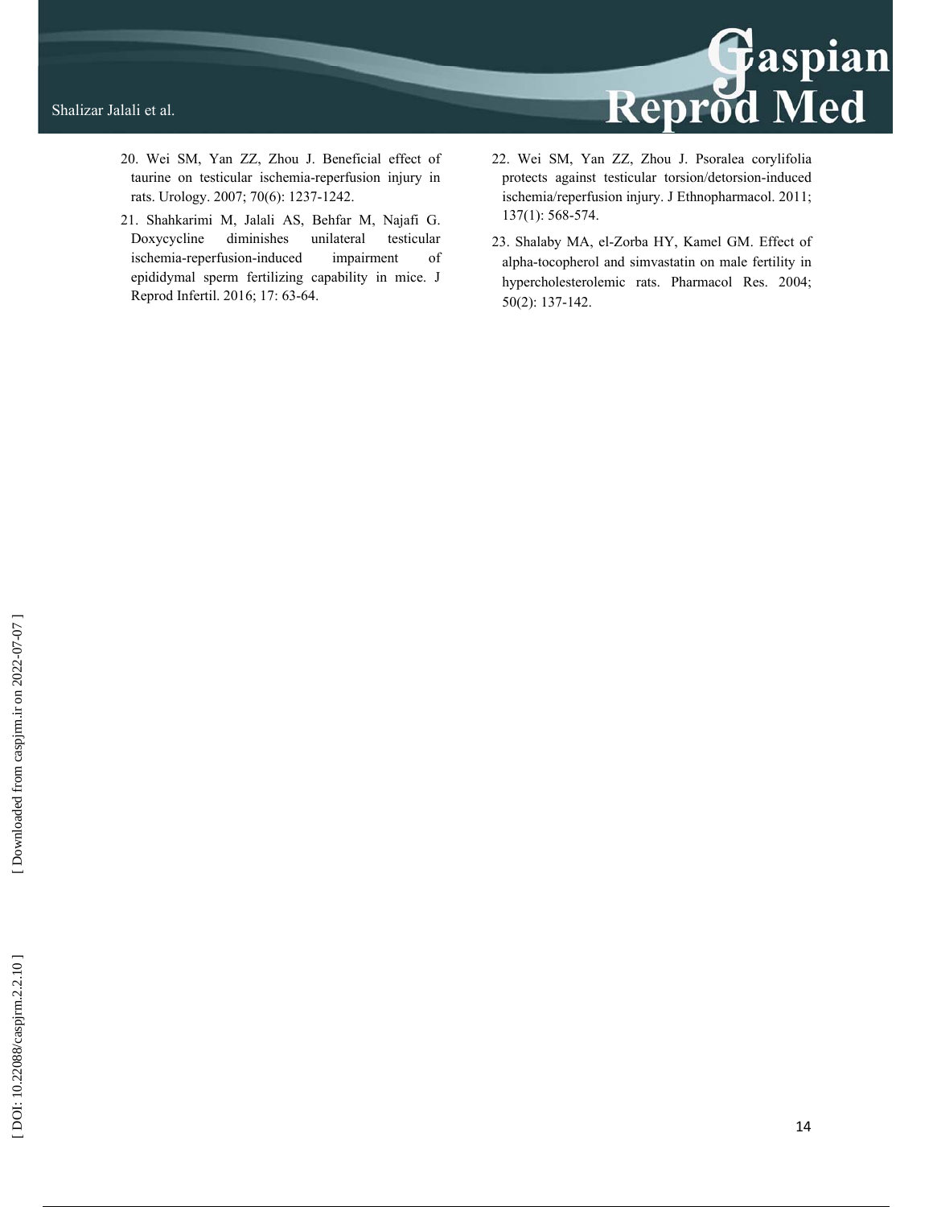20. Wei SM, Yan ZZ, Zhou J. Beneficial effect of taurine on testicular ischemia-reperfusion injury in rats. Urology. 2007; 70(6): 1237-1242.
21. Shahkarimi M, Jalali AS, Behfar M, Najafi G. Doxycycline diminishes unilateral testicular ischemia-reperfusion-induced impairment of epididymal sperm fertilizing capability in mice. J Reprod Infertil. 2016; 17: 63-64.
22. Wei SM, Yan ZZ, Zhou J. Psoralea corylifolia protects against testicular torsion/detorsion-induced ischemia/reperfusion injury. J Ethnopharmacol. 2011; 137(1): 568-574.
23. Shalaby MA, el-Zorba HY, Kamel GM. Effect of alpha-tocopherol and simvastatin on male fertility in hypercholesterolemic rats. Pharmacol Res. 2004; 50(2): 137-142.